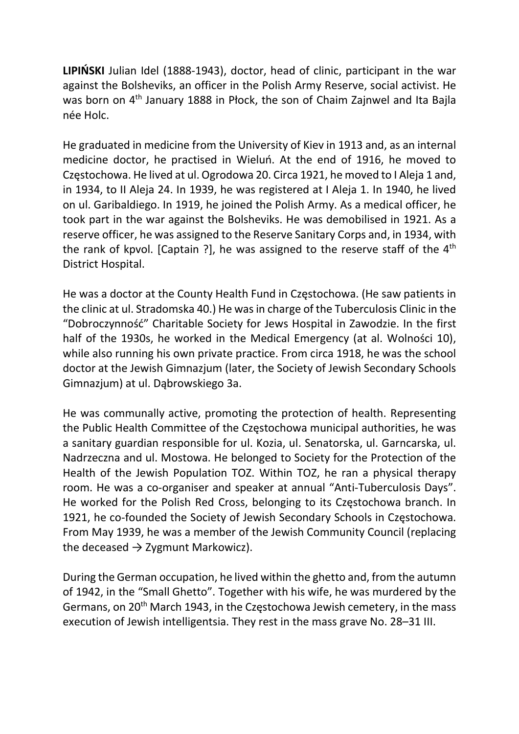**LIPIŃSKI** Julian Idel (1888-1943), doctor, head of clinic, participant in the war against the Bolsheviks, an officer in the Polish Army Reserve, social activist. He was born on 4th January 1888 in Płock, the son of Chaim Zajnwel and Ita Bajla née Holc.

He graduated in medicine from the University of Kiev in 1913 and, as an internal medicine doctor, he practised in Wieluń. At the end of 1916, he moved to Częstochowa. He lived at ul. Ogrodowa 20. Circa 1921, he moved to I Aleja 1 and, in 1934, to II Aleja 24. In 1939, he was registered at I Aleja 1. In 1940, he lived on ul. Garibaldiego. In 1919, he joined the Polish Army. As a medical officer, he took part in the war against the Bolsheviks. He was demobilised in 1921. As a reserve officer, he was assigned to the Reserve Sanitary Corps and, in 1934, with the rank of kpvol. [Captain ?], he was assigned to the reserve staff of the 4th District Hospital.

He was a doctor at the County Health Fund in Częstochowa. (He saw patients in the clinic at ul. Stradomska 40.) He was in charge of the Tuberculosis Clinic in the "Dobroczynność" Charitable Society for Jews Hospital in Zawodzie. In the first half of the 1930s, he worked in the Medical Emergency (at al. Wolności 10), while also running his own private practice. From circa 1918, he was the school doctor at the Jewish Gimnazjum (later, the Society of Jewish Secondary Schools Gimnazjum) at ul. Dąbrowskiego 3a.

He was communally active, promoting the protection of health. Representing the Public Health Committee of the Częstochowa municipal authorities, he was a sanitary guardian responsible for ul. Kozia, ul. Senatorska, ul. Garncarska, ul. Nadrzeczna and ul. Mostowa. He belonged to Society for the Protection of the Health of the Jewish Population TOZ. Within TOZ, he ran a physical therapy room. He was a co-organiser and speaker at annual "Anti-Tuberculosis Days". He worked for the Polish Red Cross, belonging to its Częstochowa branch. In 1921, he co-founded the Society of Jewish Secondary Schools in Częstochowa. From May 1939, he was a member of the Jewish Community Council (replacing the deceased → Zygmunt Markowicz).

During the German occupation, he lived within the ghetto and, from the autumn of 1942, in the "Small Ghetto". Together with his wife, he was murdered by the Germans, on 20th March 1943, in the Częstochowa Jewish cemetery, in the mass execution of Jewish intelligentsia. They rest in the mass grave No. 28–31 III.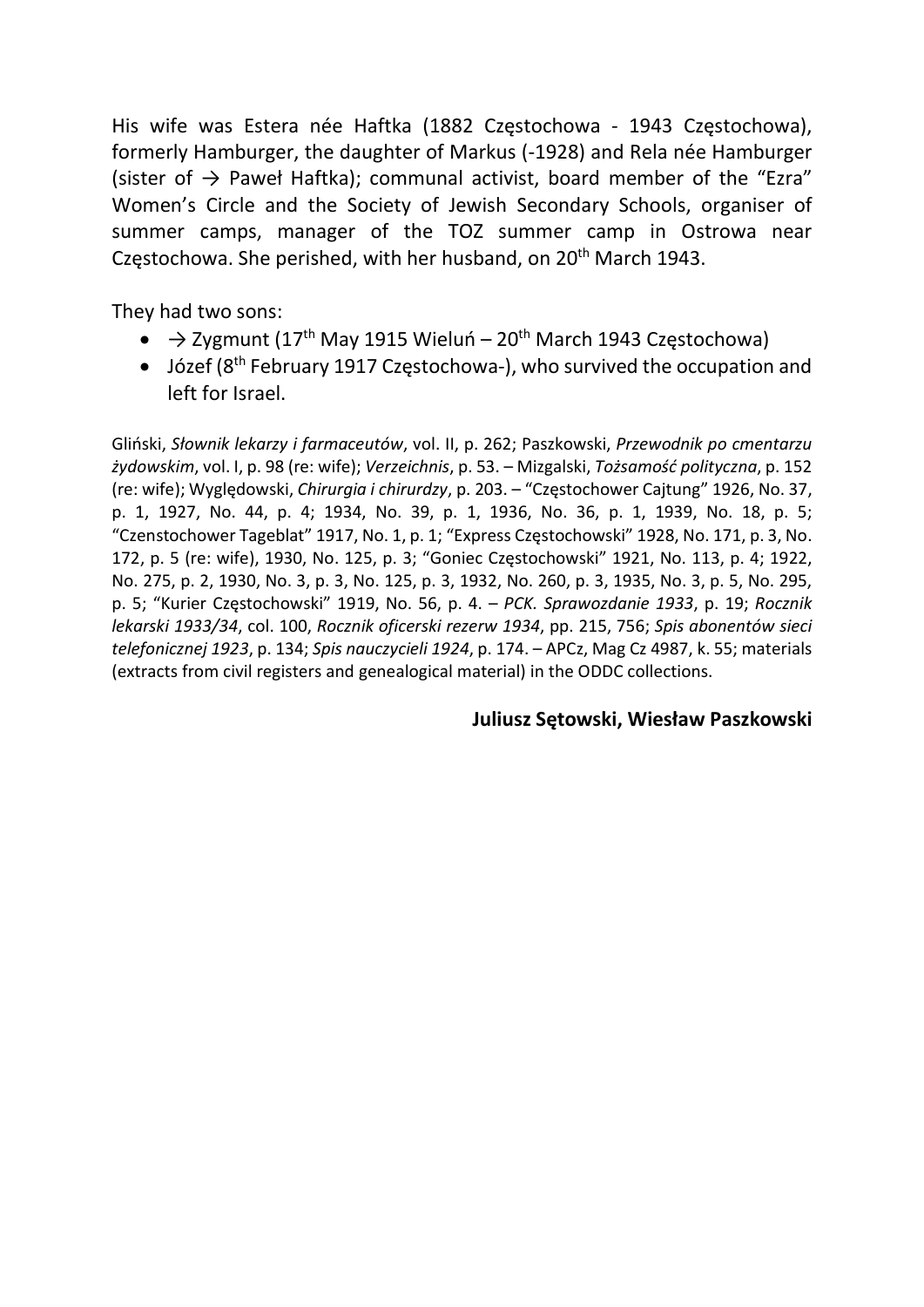His wife was Estera née Haftka (1882 Częstochowa - 1943 Częstochowa), formerly Hamburger, the daughter of Markus (-1928) and Rela née Hamburger (sister of → Paweł Haftka); communal activist, board member of the "Ezra" Women's Circle and the Society of Jewish Secondary Schools, organiser of summer camps, manager of the TOZ summer camp in Ostrowa near Częstochowa. She perished, with her husband, on 20th March 1943.

They had two sons:

- → Zygmunt (17th May 1915 Wieluń – 20th March 1943 Częstochowa)
- Józef (8th February 1917 Częstochowa-), who survived the occupation and left for Israel.

Gliński, *Słownik lekarzy i farmaceutów*, vol. II, p. 262; Paszkowski, *Przewodnik po cmentarzu żydowskim*, vol. I, p. 98 (re: wife); *Verzeichnis*, p. 53. – Mizgalski, *Tożsamość polityczna*, p. 152 (re: wife); Wyględowski, *Chirurgia i chirurdzy*, p. 203. – "Częstochower Cajtung" 1926, No. 37, p. 1, 1927, No. 44, p. 4; 1934, No. 39, p. 1, 1936, No. 36, p. 1, 1939, No. 18, p. 5; "Czenstochower Tageblat" 1917, No. 1, p. 1; "Express Częstochowski" 1928, No. 171, p. 3, No. 172, p. 5 (re: wife), 1930, No. 125, p. 3; "Goniec Częstochowski" 1921, No. 113, p. 4; 1922, No. 275, p. 2, 1930, No. 3, p. 3, No. 125, p. 3, 1932, No. 260, p. 3, 1935, No. 3, p. 5, No. 295, p. 5; "Kurier Częstochowski" 1919, No. 56, p. 4. – *PCK. Sprawozdanie 1933*, p. 19; *Rocznik lekarski 1933/34*, col. 100, *Rocznik oficerski rezerw 1934*, pp. 215, 756; *Spis abonentów sieci telefonicznej 1923*, p. 134; *Spis nauczycieli 1924*, p. 174. – APCz, Mag Cz 4987, k. 55; materials (extracts from civil registers and genealogical material) in the ODDC collections.

**Juliusz Sętowski, Wiesław Paszkowski**